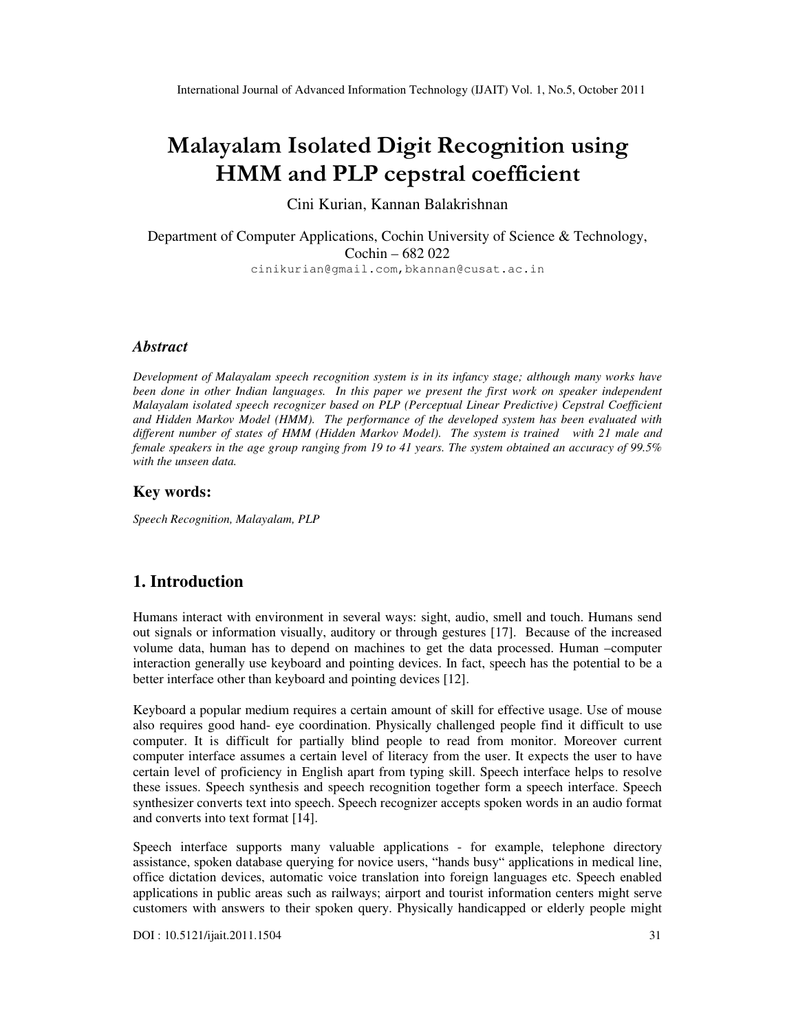# Malayalam Isolated Digit Recognition using HMM and PLP cepstral coefficient

Cini Kurian, Kannan Balakrishnan

Department of Computer Applications, Cochin University of Science & Technology, Cochin – 682 022

cinikurian@gmail.com,bkannan@cusat.ac.in

### *Abstract*

*Development of Malayalam speech recognition system is in its infancy stage; although many works have been done in other Indian languages. In this paper we present the first work on speaker independent Malayalam isolated speech recognizer based on PLP (Perceptual Linear Predictive) Cepstral Coefficient and Hidden Markov Model (HMM). The performance of the developed system has been evaluated with different number of states of HMM (Hidden Markov Model). The system is trained with 21 male and female speakers in the age group ranging from 19 to 41 years. The system obtained an accuracy of 99.5% with the unseen data.*

### Key words:

*Speech Recognition, Malayalam, PLP*

## 1. Introduction

Humans interact with environment in several ways: sight, audio, smell and touch. Humans send out signals or information visually, auditory or through gestures [17]. Because of the increased volume data, human has to depend on machines to get the data processed. Human –computer interaction generally use keyboard and pointing devices. In fact, speech has the potential to be a better interface other than keyboard and pointing devices [12].

Keyboard a popular medium requires a certain amount of skill for effective usage. Use of mouse also requires good hand- eye coordination. Physically challenged people find it difficult to use computer. It is difficult for partially blind people to read from monitor. Moreover current computer interface assumes a certain level of literacy from the user. It expects the user to have certain level of proficiency in English apart from typing skill. Speech interface helps to resolve these issues. Speech synthesis and speech recognition together form a speech interface. Speech synthesizer converts text into speech. Speech recognizer accepts spoken words in an audio format and converts into text format [14].

Speech interface supports many valuable applications - for example, telephone directory assistance, spoken database querying for novice users, "hands busy" applications in medical line, office dictation devices, automatic voice translation into foreign languages etc. Speech enabled applications in public areas such as railways; airport and tourist information centers might serve customers with answers to their spoken query. Physically handicapped or elderly people might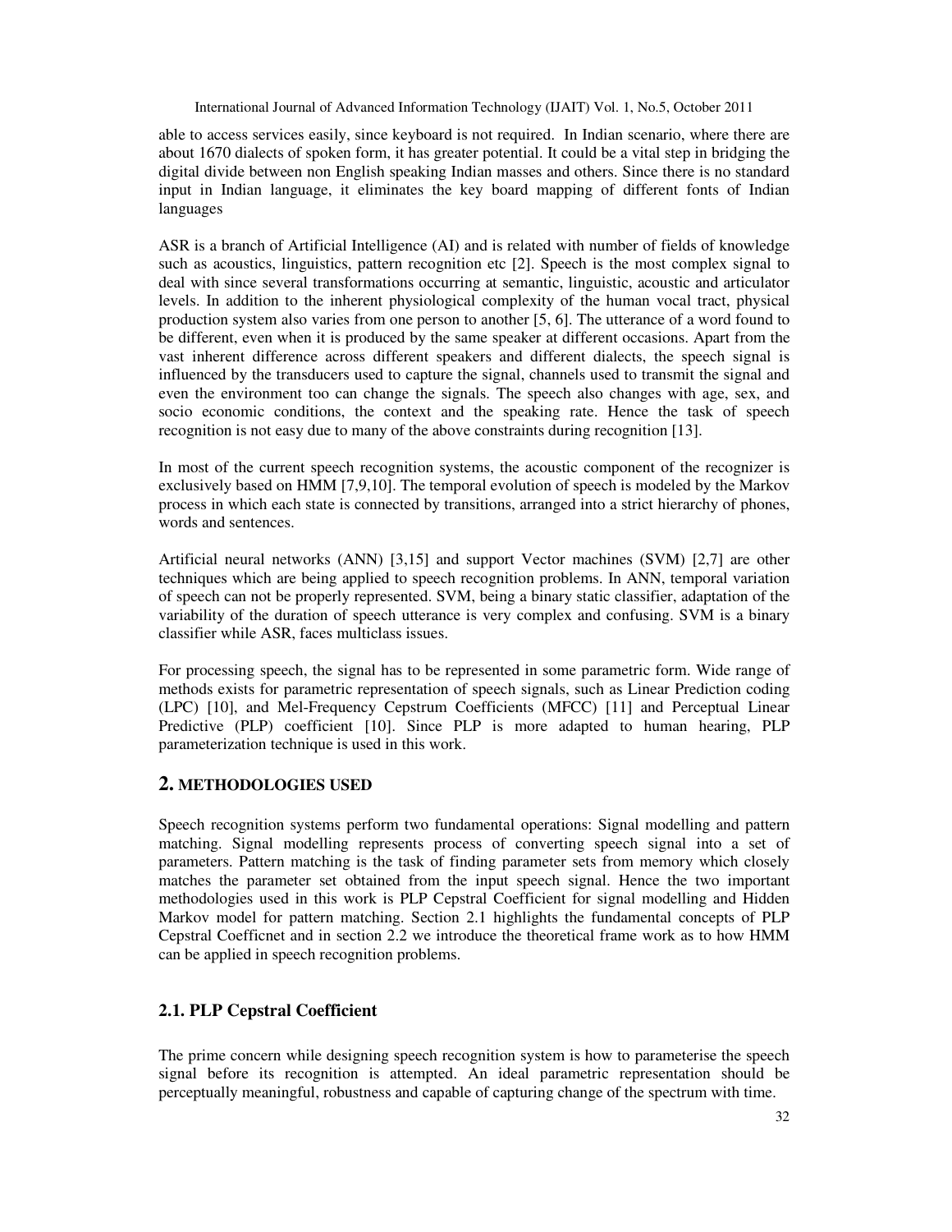able to access services easily, since keyboard is not required. In Indian scenario, where there are about 1670 dialects of spoken form, it has greater potential. It could be a vital step in bridging the digital divide between non English speaking Indian masses and others. Since there is no standard input in Indian language, it eliminates the key board mapping of different fonts of Indian languages

ASR is a branch of Artificial Intelligence (AI) and is related with number of fields of knowledge such as acoustics, linguistics, pattern recognition etc [2]. Speech is the most complex signal to deal with since several transformations occurring at semantic, linguistic, acoustic and articulator levels. In addition to the inherent physiological complexity of the human vocal tract, physical production system also varies from one person to another [5, 6]. The utterance of a word found to be different, even when it is produced by the same speaker at different occasions. Apart from the vast inherent difference across different speakers and different dialects, the speech signal is influenced by the transducers used to capture the signal, channels used to transmit the signal and even the environment too can change the signals. The speech also changes with age, sex, and socio economic conditions, the context and the speaking rate. Hence the task of speech recognition is not easy due to many of the above constraints during recognition [13].

In most of the current speech recognition systems, the acoustic component of the recognizer is exclusively based on HMM [7,9,10]. The temporal evolution of speech is modeled by the Markov process in which each state is connected by transitions, arranged into a strict hierarchy of phones, words and sentences.

Artificial neural networks (ANN) [3,15] and support Vector machines (SVM) [2,7] are other techniques which are being applied to speech recognition problems. In ANN, temporal variation of speech can not be properly represented. SVM, being a binary static classifier, adaptation of the variability of the duration of speech utterance is very complex and confusing. SVM is a binary classifier while ASR, faces multiclass issues.

For processing speech, the signal has to be represented in some parametric form. Wide range of methods exists for parametric representation of speech signals, such as Linear Prediction coding (LPC) [10], and Mel-Frequency Cepstrum Coefficients (MFCC) [11] and Perceptual Linear Predictive (PLP) coefficient [10]. Since PLP is more adapted to human hearing, PLP parameterization technique is used in this work.

## 2. METHODOLOGIES USED

Speech recognition systems perform two fundamental operations: Signal modelling and pattern matching. Signal modelling represents process of converting speech signal into a set of parameters. Pattern matching is the task of finding parameter sets from memory which closely matches the parameter set obtained from the input speech signal. Hence the two important methodologies used in this work is PLP Cepstral Coefficient for signal modelling and Hidden Markov model for pattern matching. Section 2.1 highlights the fundamental concepts of PLP Cepstral Coefficnet and in section 2.2 we introduce the theoretical frame work as to how HMM can be applied in speech recognition problems.

### 2.1. PLP Cepstral Coefficient

The prime concern while designing speech recognition system is how to parameterise the speech signal before its recognition is attempted. An ideal parametric representation should be perceptually meaningful, robustness and capable of capturing change of the spectrum with time.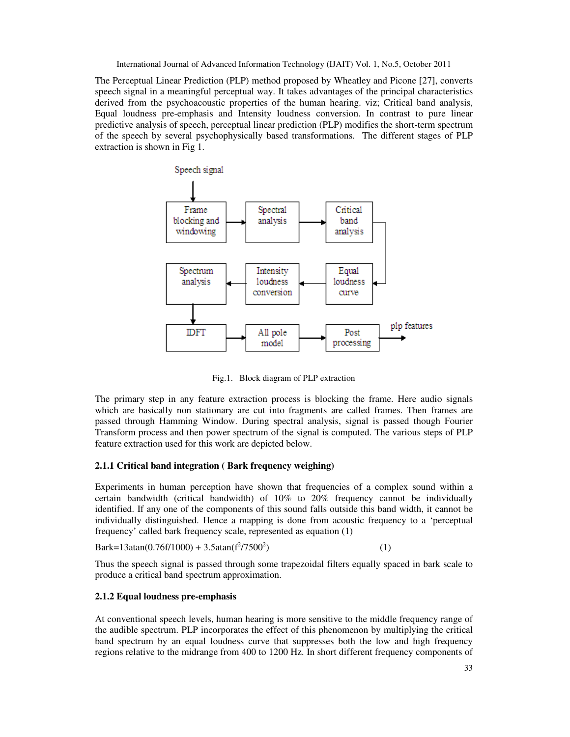The Perceptual Linear Prediction (PLP) method proposed by Wheatley and Picone [27], converts speech signal in a meaningful perceptual way. It takes advantages of the principal characteristics derived from the psychoacoustic properties of the human hearing. viz; Critical band analysis, Equal loudness pre-emphasis and Intensity loudness conversion. In contrast to pure linear predictive analysis of speech, perceptual linear prediction (PLP) modifies the short-term spectrum of the speech by several psychophysically based transformations. The different stages of PLP extraction is shown in Fig 1.

Fig.1. Block diagram of PLP extraction

The primary step in any feature extraction process is blocking the frame. Here audio signals which are basically non stationary are cut into fragments are called frames. Then frames are passed through Hamming Window. During spectral analysis, signal is passed though Fourier Transform process and then power spectrum of the signal is computed. The various steps of PLP feature extraction used for this work are depicted below.

### 2.1.1 Critical band integration ( Bark frequency weighing)

Experiments in human perception have shown that frequencies of a complex sound within a certain bandwidth (critical bandwidth) of 10% to 20% frequency cannot be individually identified. If any one of the components of this sound falls outside this band width, it cannot be individually distinguished. Hence a mapping is done from acoustic frequency to a 'perceptual frequency' called bark frequency scale, represented as equation (1)

$$\text{Bark}=13\text{atan}(0.76f/1000) + 3.5\text{atan}(f^2/7500^2) \quad (1)$$

Thus the speech signal is passed through some trapezoidal filters equally spaced in bark scale to produce a critical band spectrum approximation.

### 2.1.2 Equal loudness pre-emphasis

At conventional speech levels, human hearing is more sensitive to the middle frequency range of the audible spectrum. PLP incorporates the effect of this phenomenon by multiplying the critical band spectrum by an equal loudness curve that suppresses both the low and high frequency regions relative to the midrange from 400 to 1200 Hz. In short different frequency components of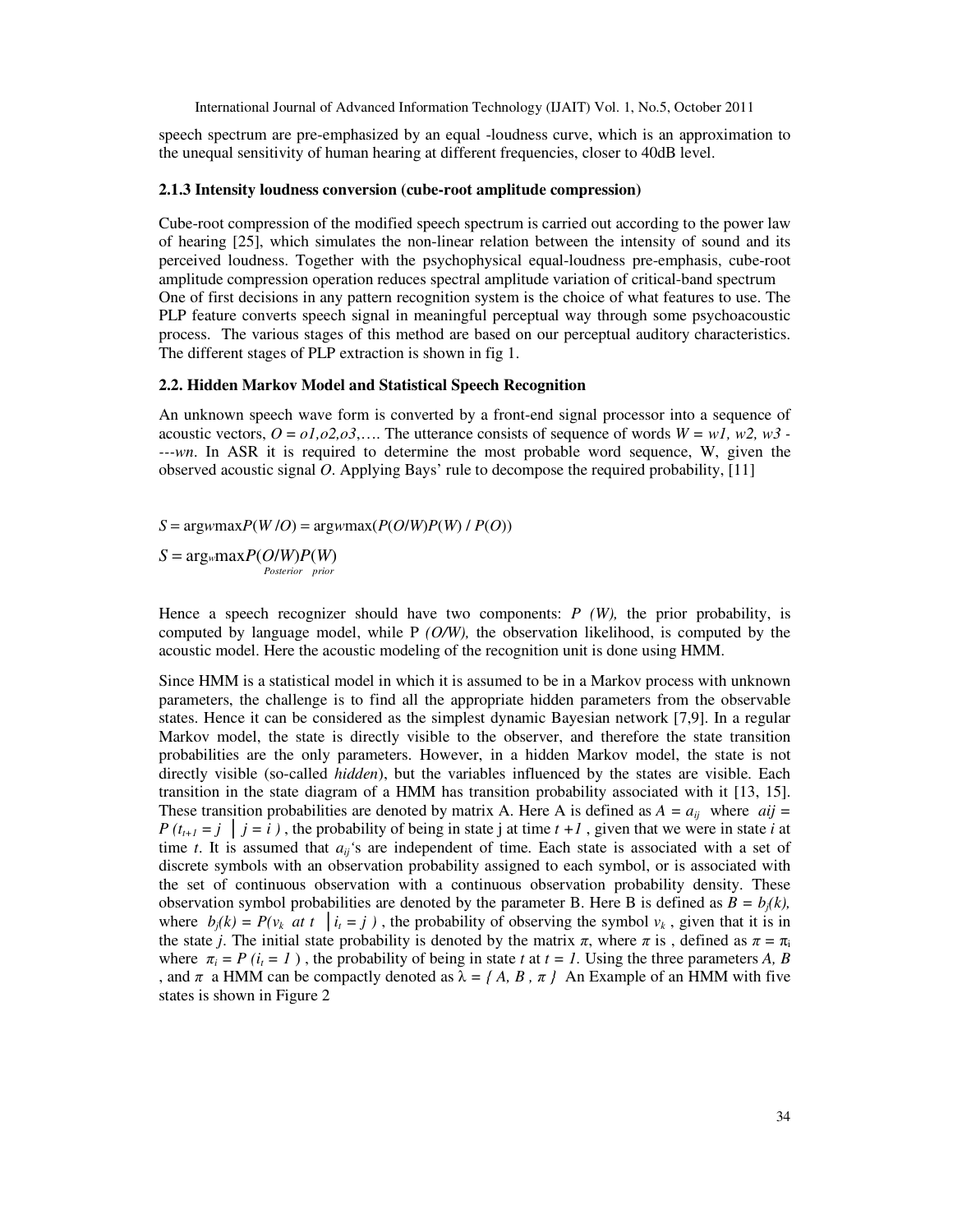speech spectrum are pre-emphasized by an equal -loudness curve, which is an approximation to the unequal sensitivity of human hearing at different frequencies, closer to 40dB level.

### 2.1.3 Intensity loudness conversion (cube-root amplitude compression)

Cube-root compression of the modified speech spectrum is carried out according to the power law of hearing [25], which simulates the non-linear relation between the intensity of sound and its perceived loudness. Together with the psychophysical equal-loudness pre-emphasis, cube-root amplitude compression operation reduces spectral amplitude variation of critical-band spectrum One of first decisions in any pattern recognition system is the choice of what features to use. The PLP feature converts speech signal in meaningful perceptual way through some psychoacoustic process. The various stages of this method are based on our perceptual auditory characteristics. The different stages of PLP extraction is shown in fig 1.

### 2.2. Hidden Markov Model and Statistical Speech Recognition

An unknown speech wave form is converted by a front-end signal processor into a sequence of acoustic vectors, $O = o1, o2, o3, \ldots$. The utterance consists of sequence of words $W = w1, w2, w3 \text{----} wn$. In ASR it is required to determine the most probable word sequence, W, given the observed acoustic signal *O*. Applying Bays' rule to decompose the required probability, [11]

$$S = \arg_w \max P(W/O) = \arg_w \max(P(O/W)P(W) / P(O))$$

$$S = \arg_w \max \underbrace{P(O/W)}_{Posterior} \underbrace{P(W)}_{prior}$$

Hence a speech recognizer should have two components: *P (W),* the prior probability, is computed by language model, while P *(O/W),* the observation likelihood, is computed by the acoustic model. Here the acoustic modeling of the recognition unit is done using HMM.

Since HMM is a statistical model in which it is assumed to be in a Markov process with unknown parameters, the challenge is to find all the appropriate hidden parameters from the observable states. Hence it can be considered as the simplest dynamic Bayesian network [7,9]. In a regular Markov model, the state is directly visible to the observer, and therefore the state transition probabilities are the only parameters. However, in a hidden Markov model, the state is not directly visible (so-called *hidden*), but the variables influenced by the states are visible. Each transition in the state diagram of a HMM has transition probability associated with it [13, 15]. These transition probabilities are denoted by matrix A. Here A is defined as $A = a_{ij}$ where $aij = P(t_{t+1} = j \mid j = i)$, the probability of being in state j at time $t+1$, given that we were in state *i* at time *t*. It is assumed that $a_{ij}$'s are independent of time. Each state is associated with a set of discrete symbols with an observation probability assigned to each symbol, or is associated with the set of continuous observation with a continuous observation probability density. These observation symbol probabilities are denoted by the parameter B. Here B is defined as $B = b_j(k)$, where $b_j(k) = P(v_k \text{ at } t \mid i_t = j)$, the probability of observing the symbol $v_k$, given that it is in the state *j*. The initial state probability is denoted by the matrix $\pi$, where $\pi$ is , defined as $\pi = \pi_i$ where $\pi_i = P(i_t = 1)$, the probability of being in state *t* at $t = 1$. Using the three parameters *A, B* , and $\pi$ a HMM can be compactly denoted as $\lambda = \{A, B, \pi\}$ An Example of an HMM with five states is shown in Figure 2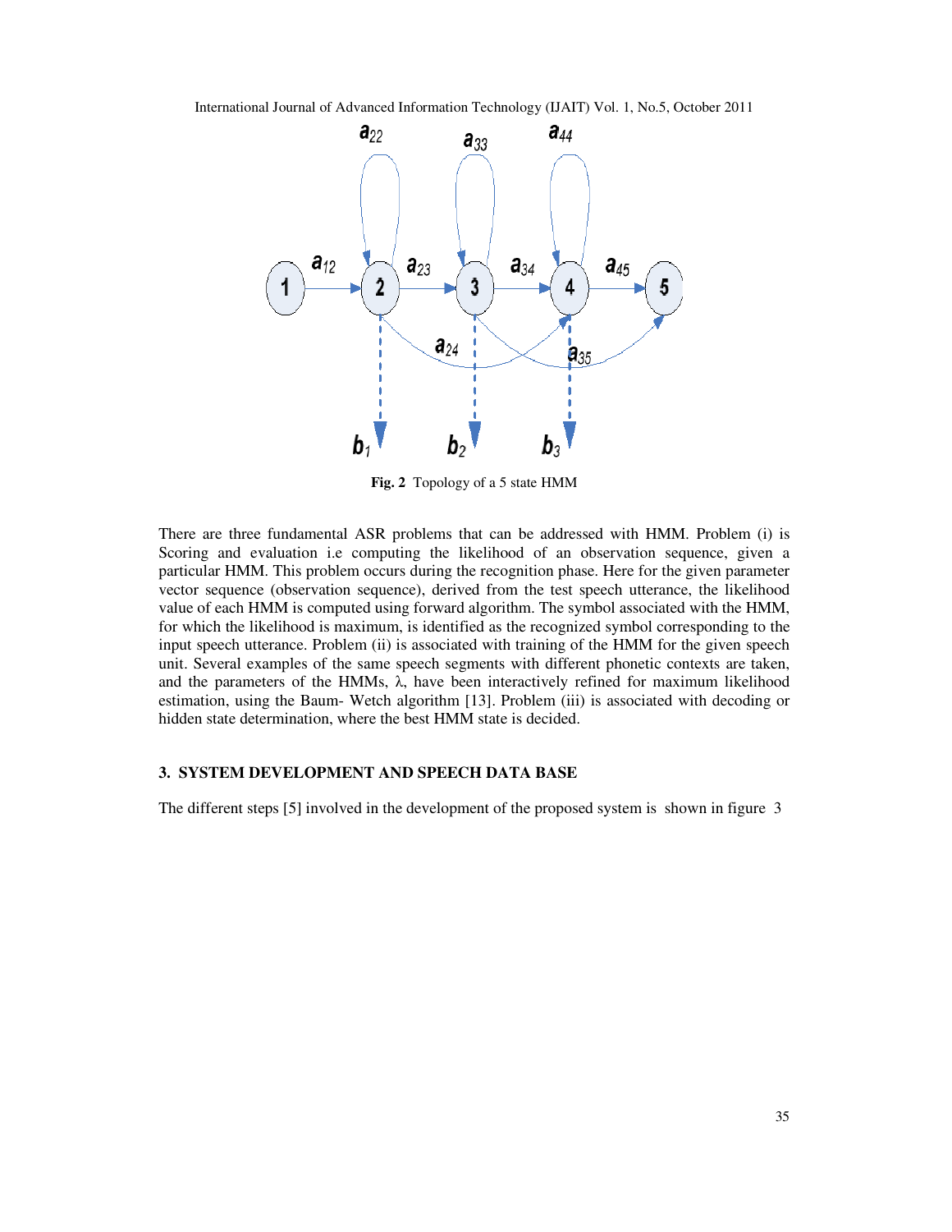Fig. 2 Topology of a 5 state HMM

There are three fundamental ASR problems that can be addressed with HMM. Problem (i) is Scoring and evaluation i.e computing the likelihood of an observation sequence, given a particular HMM. This problem occurs during the recognition phase. Here for the given parameter vector sequence (observation sequence), derived from the test speech utterance, the likelihood value of each HMM is computed using forward algorithm. The symbol associated with the HMM, for which the likelihood is maximum, is identified as the recognized symbol corresponding to the input speech utterance. Problem (ii) is associated with training of the HMM for the given speech unit. Several examples of the same speech segments with different phonetic contexts are taken, and the parameters of the HMMs, λ, have been interactively refined for maximum likelihood estimation, using the Baum- Wetch algorithm [13]. Problem (iii) is associated with decoding or hidden state determination, where the best HMM state is decided.

## 3. SYSTEM DEVELOPMENT AND SPEECH DATA BASE

The different steps [5] involved in the development of the proposed system is shown in figure 3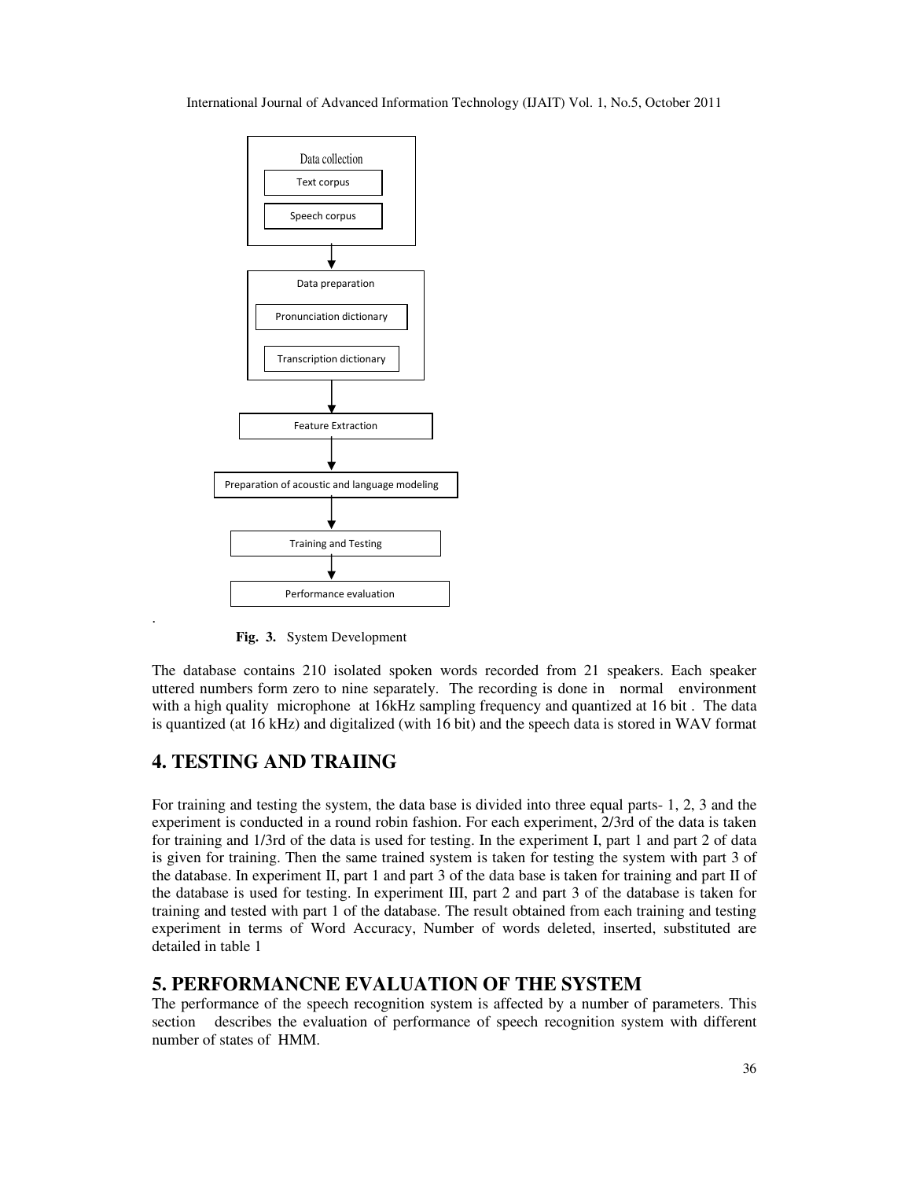Data collection

Text corpus

Speech corpus

Data preparation

Pronunciation dictionary

Transcription dictionary

Feature Extraction

Preparation of acoustic and language modeling

Training and Testing

Performance evaluation

**Fig. 3.** System Development

The database contains 210 isolated spoken words recorded from 21 speakers. Each speaker uttered numbers form zero to nine separately. The recording is done in normal environment with a high quality microphone at 16kHz sampling frequency and quantized at 16 bit . The data is quantized (at 16 kHz) and digitalized (with 16 bit) and the speech data is stored in WAV format

# 4. TESTING AND TRAIING

For training and testing the system, the data base is divided into three equal parts- 1, 2, 3 and the experiment is conducted in a round robin fashion. For each experiment, 2/3rd of the data is taken for training and 1/3rd of the data is used for testing. In the experiment I, part 1 and part 2 of data is given for training. Then the same trained system is taken for testing the system with part 3 of the database. In experiment II, part 1 and part 3 of the data base is taken for training and part II of the database is used for testing. In experiment III, part 2 and part 3 of the database is taken for training and tested with part 1 of the database. The result obtained from each training and testing experiment in terms of Word Accuracy, Number of words deleted, inserted, substituted are detailed in table 1

# 5. PERFORMANCNE EVALUATION OF THE SYSTEM

The performance of the speech recognition system is affected by a number of parameters. This section describes the evaluation of performance of speech recognition system with different number of states of HMM.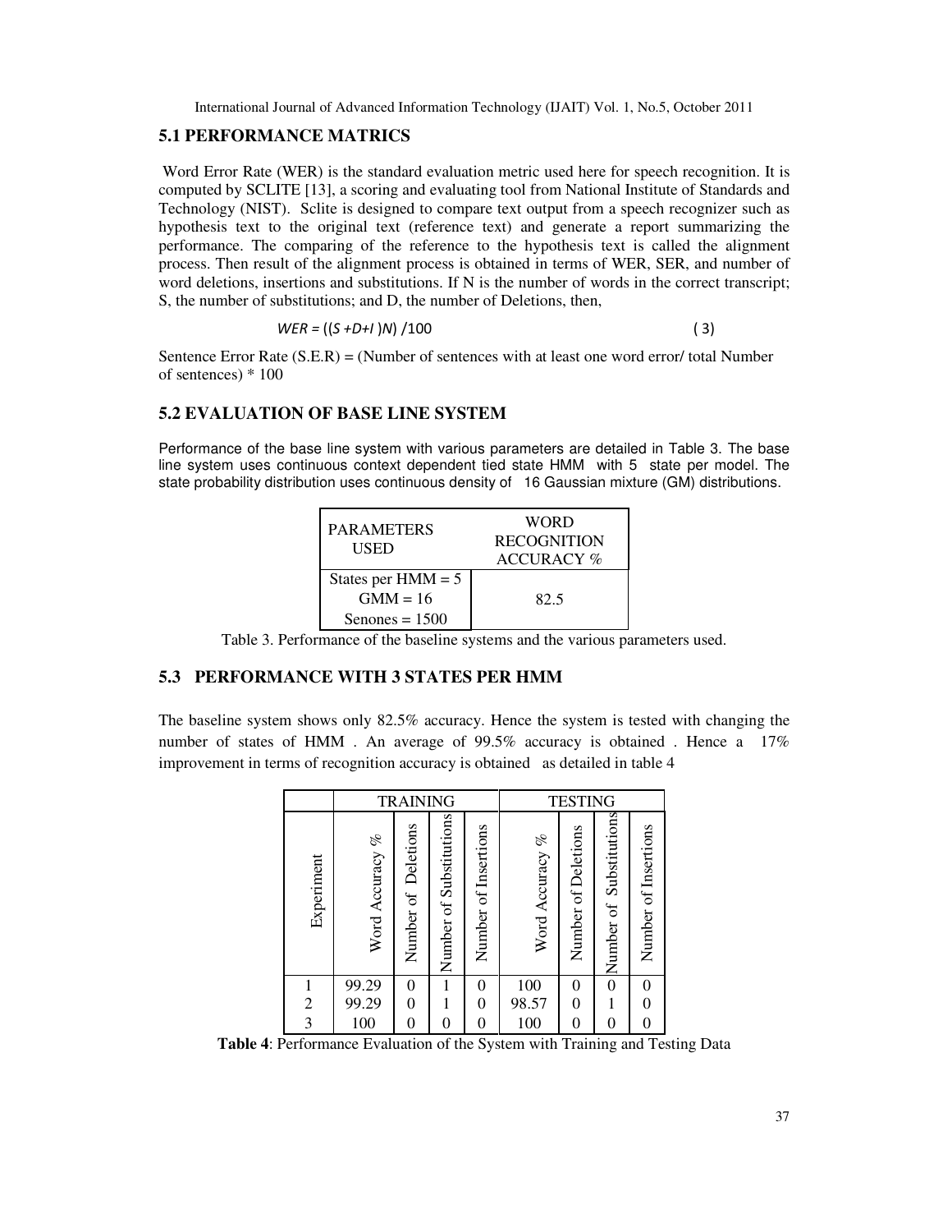## 5.1 PERFORMANCE MATRICS

Word Error Rate (WER) is the standard evaluation metric used here for speech recognition. It is computed by SCLITE [13], a scoring and evaluating tool from National Institute of Standards and Technology (NIST). Sclite is designed to compare text output from a speech recognizer such as hypothesis text to the original text (reference text) and generate a report summarizing the performance. The comparing of the reference to the hypothesis text is called the alignment process. Then result of the alignment process is obtained in terms of WER, SER, and number of word deletions, insertions and substitutions. If N is the number of words in the correct transcript; S, the number of substitutions; and D, the number of Deletions, then,

$$WER = ((S + D + I)N) / 100 \qquad (3)$$

Sentence Error Rate (S.E.R) = (Number of sentences with at least one word error/ total Number of sentences) * 100

## 5.2 EVALUATION OF BASE LINE SYSTEM

Performance of the base line system with various parameters are detailed in Table 3. The base line system uses continuous context dependent tied state HMM with 5 state per model. The state probability distribution uses continuous density of 16 Gaussian mixture (GM) distributions.

| PARAMETERS USED | WORD RECOGNITION ACCURACY % |
|---|---|
| States per HMM = 5<br>GMM = 16<br>Senones = 1500 | 82.5 |

Table 3. Performance of the baseline systems and the various parameters used.

## 5.3 PERFORMANCE WITH 3 STATES PER HMM

The baseline system shows only 82.5% accuracy. Hence the system is tested with changing the number of states of HMM . An average of 99.5% accuracy is obtained . Hence a 17% improvement in terms of recognition accuracy is obtained as detailed in table 4

| | TRAINING | | | | TESTING | | | |
|---|---|---|---|---|---|---|---|---|
| Experiment | Word Accuracy % | Number of Deletions | Number of Substitutions | Number of Insertions | Word Accuracy % | Number of Deletions | Number of Substitutions | Number of Insertions |
| 1 | 99.29 | 0 | 1 | 0 | 100 | 0 | 0 | 0 |
| 2 | 99.29 | 0 | 1 | 0 | 98.57 | 0 | 1 | 0 |
| 3 | 100 | 0 | 0 | 0 | 100 | 0 | 0 | 0 |

**Table 4**: Performance Evaluation of the System with Training and Testing Data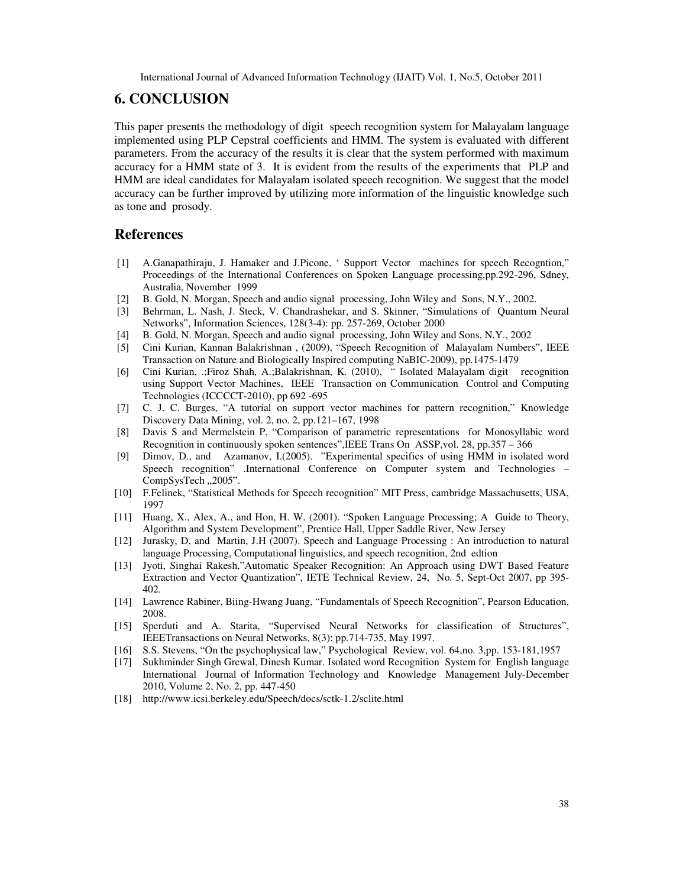## 6. CONCLUSION

This paper presents the methodology of digit speech recognition system for Malayalam language implemented using PLP Cepstral coefficients and HMM. The system is evaluated with different parameters. From the accuracy of the results it is clear that the system performed with maximum accuracy for a HMM state of 3. It is evident from the results of the experiments that PLP and HMM are ideal candidates for Malayalam isolated speech recognition. We suggest that the model accuracy can be further improved by utilizing more information of the linguistic knowledge such as tone and prosody.

## References

[1] A.Ganapathiraju, J. Hamaker and J.Picone, ' Support Vector machines for speech Recogntion," Proceedings of the International Conferences on Spoken Language processing,pp.292-296, Sdney, Australia, November 1999

[2] B. Gold, N. Morgan, Speech and audio signal processing, John Wiley and Sons, N.Y., 2002.

[3] Behrman, L. Nash, J. Steck, V. Chandrashekar, and S. Skinner, "Simulations of Quantum Neural Networks", Information Sciences, 128(3-4): pp. 257-269, October 2000

[4] B. Gold, N. Morgan, Speech and audio signal processing, John Wiley and Sons, N.Y., 2002

[5] Cini Kurian, Kannan Balakrishnan , (2009), "Speech Recognition of Malayalam Numbers", IEEE Transaction on Nature and Biologically Inspired computing NaBIC-2009), pp.1475-1479

[6] Cini Kurian, .;Firoz Shah, A.;Balakrishnan, K. (2010), " Isolated Malayalam digit recognition using Support Vector Machines, IEEE Transaction on Communication Control and Computing Technologies (ICCCCT-2010), pp 692 -695

[7] C. J. C. Burges, "A tutorial on support vector machines for pattern recognition," Knowledge Discovery Data Mining, vol. 2, no. 2, pp.121–167, 1998

[8] Davis S and Mermelstein P, "Comparison of parametric representations for Monosyllabic word Recognition in continuously spoken sentences",IEEE Trans On ASSP,vol. 28, pp.357 – 366

[9] Dimov, D., and Azamanov, I.(2005). "Experimental specifics of using HMM in isolated word Speech recognition" .International Conference on Computer system and Technologies – CompSysTech „2005".

[10] F.Felinek, "Statistical Methods for Speech recognition" MIT Press, cambridge Massachusetts, USA, 1997

[11] Huang, X., Alex, A., and Hon, H. W. (2001). "Spoken Language Processing; A Guide to Theory, Algorithm and System Development", Prentice Hall, Upper Saddle River, New Jersey

[12] Jurasky, D, and Martin, J.H (2007). Speech and Language Processing : An introduction to natural language Processing, Computational linguistics, and speech recognition, 2nd edtion

[13] Jyoti, Singhai Rakesh,"Automatic Speaker Recognition: An Approach using DWT Based Feature Extraction and Vector Quantization", IETE Technical Review, 24, No. 5, Sept-Oct 2007, pp 395-402.

[14] Lawrence Rabiner, Biing-Hwang Juang, "Fundamentals of Speech Recognition", Pearson Education, 2008.

[15] Sperduti and A. Starita, "Supervised Neural Networks for classification of Structures", IEEETransactions on Neural Networks, 8(3): pp.714-735, May 1997.

[16] S.S. Stevens, "On the psychophysical law," Psychological Review, vol. 64,no. 3,pp. 153-181,1957

[17] Sukhminder Singh Grewal, Dinesh Kumar. Isolated word Recognition System for English language International Journal of Information Technology and Knowledge Management July-December 2010, Volume 2, No. 2, pp. 447-450

[18] http://www.icsi.berkeley.edu/Speech/docs/sctk-1.2/sclite.html